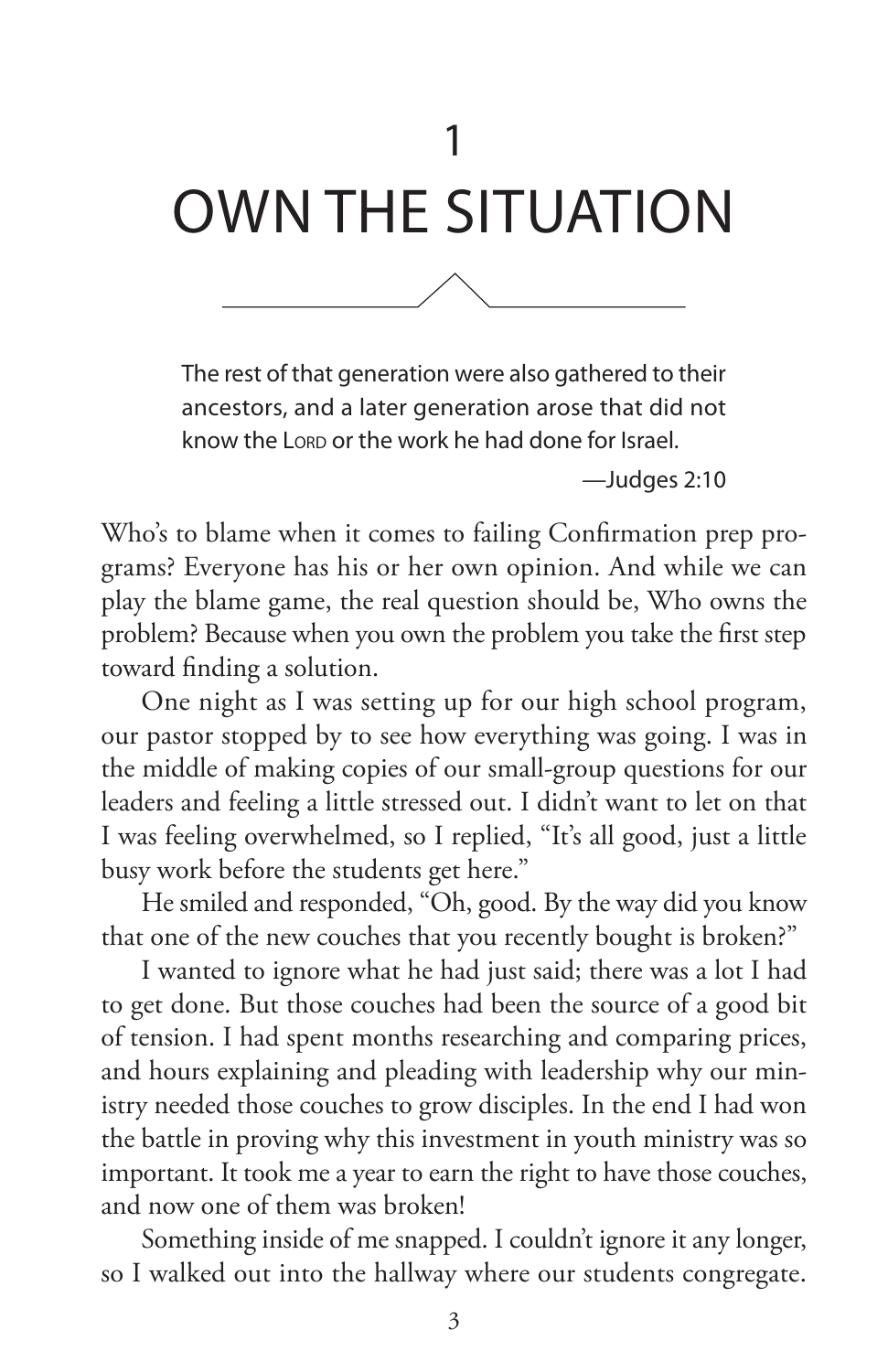# 1
# OWN THE SITUATION

> The rest of that generation were also gathered to their ancestors, and a later generation arose that did not know the LORD or the work he had done for Israel.
>
> —Judges 2:10

Who's to blame when it comes to failing Confirmation prep programs? Everyone has his or her own opinion. And while we can play the blame game, the real question should be, Who owns the problem? Because when you own the problem you take the first step toward finding a solution.

One night as I was setting up for our high school program, our pastor stopped by to see how everything was going. I was in the middle of making copies of our small-group questions for our leaders and feeling a little stressed out. I didn't want to let on that I was feeling overwhelmed, so I replied, "It's all good, just a little busy work before the students get here."

He smiled and responded, "Oh, good. By the way did you know that one of the new couches that you recently bought is broken?"

I wanted to ignore what he had just said; there was a lot I had to get done. But those couches had been the source of a good bit of tension. I had spent months researching and comparing prices, and hours explaining and pleading with leadership why our ministry needed those couches to grow disciples. In the end I had won the battle in proving why this investment in youth ministry was so important. It took me a year to earn the right to have those couches, and now one of them was broken!

Something inside of me snapped. I couldn't ignore it any longer, so I walked out into the hallway where our students congregate.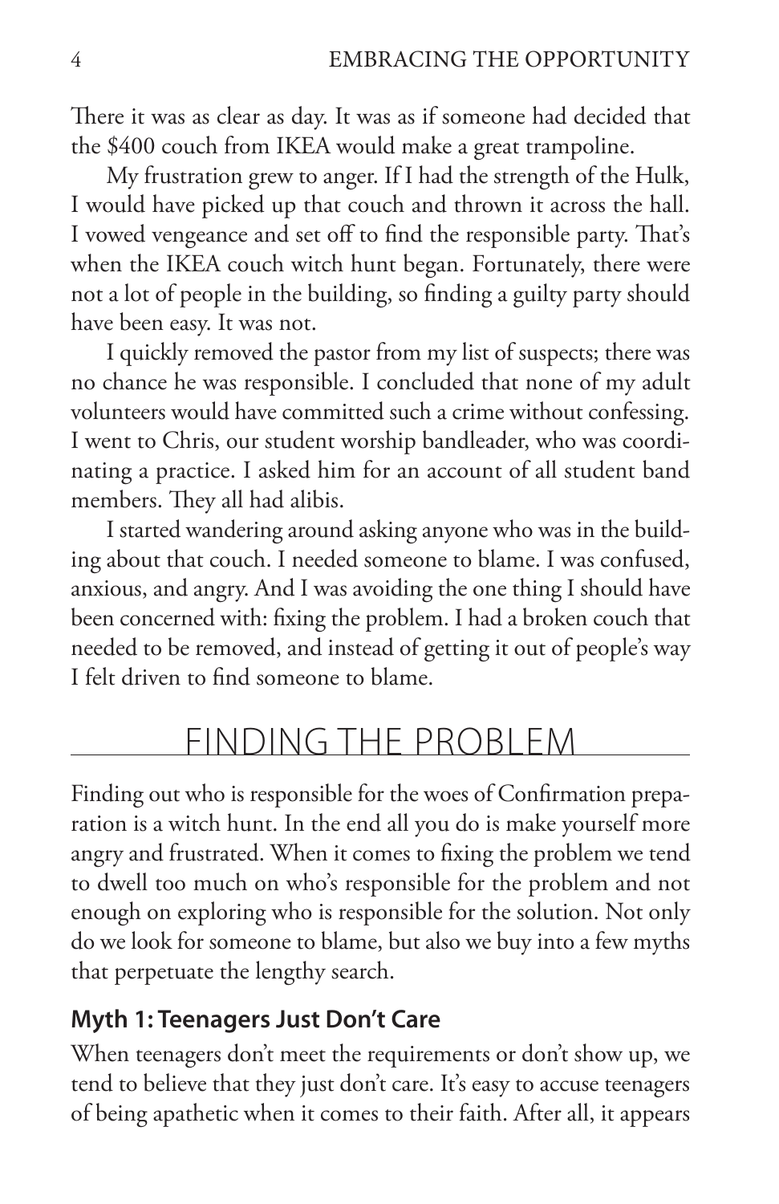There it was as clear as day. It was as if someone had decided that the $400 couch from IKEA would make a great trampoline.

My frustration grew to anger. If I had the strength of the Hulk, I would have picked up that couch and thrown it across the hall. I vowed vengeance and set off to find the responsible party. That's when the IKEA couch witch hunt began. Fortunately, there were not a lot of people in the building, so finding a guilty party should have been easy. It was not.

I quickly removed the pastor from my list of suspects; there was no chance he was responsible. I concluded that none of my adult volunteers would have committed such a crime without confessing. I went to Chris, our student worship bandleader, who was coordinating a practice. I asked him for an account of all student band members. They all had alibis.

I started wandering around asking anyone who was in the building about that couch. I needed someone to blame. I was confused, anxious, and angry. And I was avoiding the one thing I should have been concerned with: fixing the problem. I had a broken couch that needed to be removed, and instead of getting it out of people's way I felt driven to find someone to blame.

## FINDING THE PROBLEM

Finding out who is responsible for the woes of Confirmation preparation is a witch hunt. In the end all you do is make yourself more angry and frustrated. When it comes to fixing the problem we tend to dwell too much on who's responsible for the problem and not enough on exploring who is responsible for the solution. Not only do we look for someone to blame, but also we buy into a few myths that perpetuate the lengthy search.

### Myth 1: Teenagers Just Don't Care

When teenagers don't meet the requirements or don't show up, we tend to believe that they just don't care. It's easy to accuse teenagers of being apathetic when it comes to their faith. After all, it appears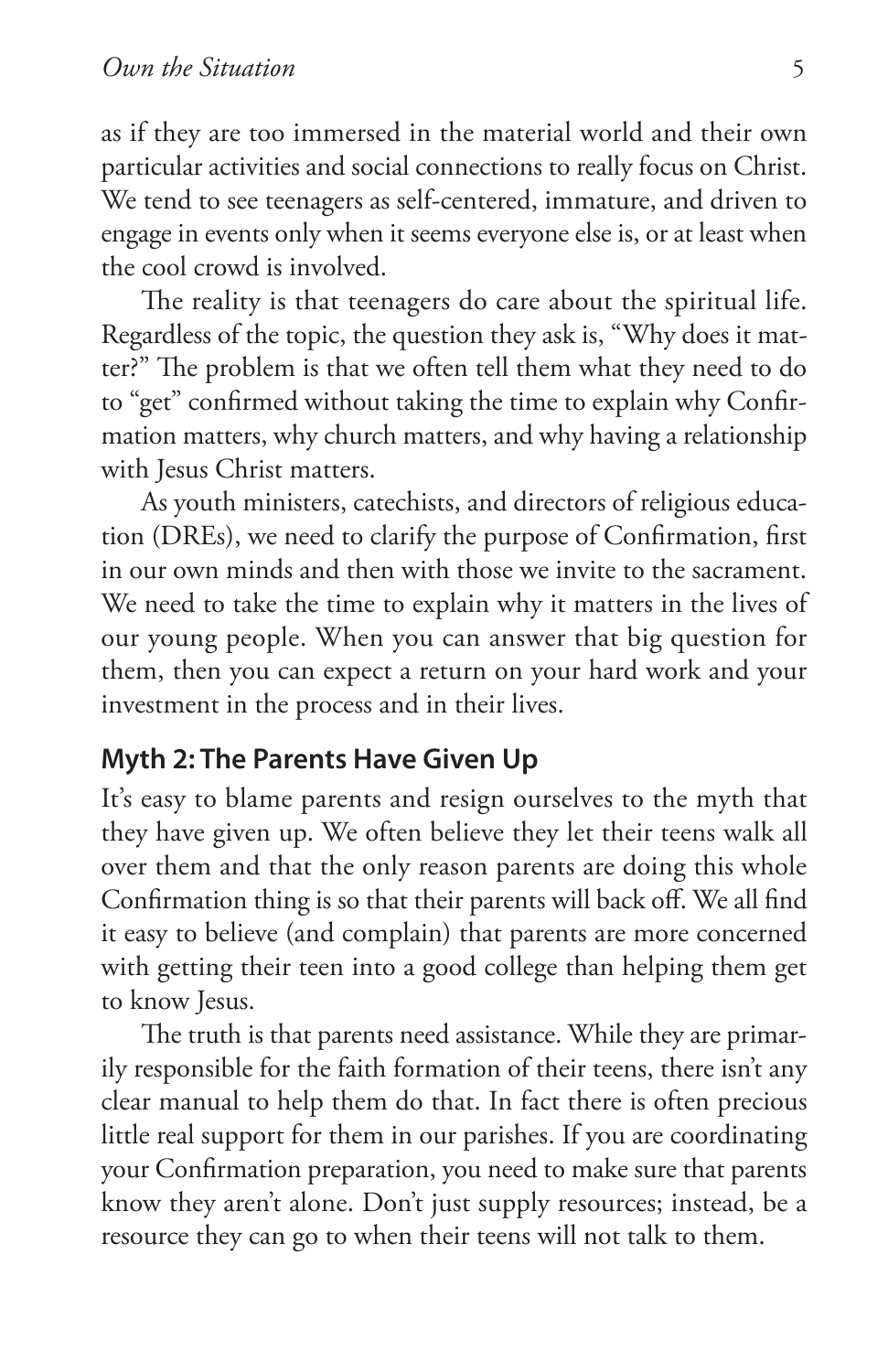as if they are too immersed in the material world and their own particular activities and social connections to really focus on Christ. We tend to see teenagers as self-centered, immature, and driven to engage in events only when it seems everyone else is, or at least when the cool crowd is involved.

The reality is that teenagers do care about the spiritual life. Regardless of the topic, the question they ask is, "Why does it matter?" The problem is that we often tell them what they need to do to "get" confirmed without taking the time to explain why Confirmation matters, why church matters, and why having a relationship with Jesus Christ matters.

As youth ministers, catechists, and directors of religious education (DREs), we need to clarify the purpose of Confirmation, first in our own minds and then with those we invite to the sacrament. We need to take the time to explain why it matters in the lives of our young people. When you can answer that big question for them, then you can expect a return on your hard work and your investment in the process and in their lives.

## Myth 2: The Parents Have Given Up

It's easy to blame parents and resign ourselves to the myth that they have given up. We often believe they let their teens walk all over them and that the only reason parents are doing this whole Confirmation thing is so that their parents will back off. We all find it easy to believe (and complain) that parents are more concerned with getting their teen into a good college than helping them get to know Jesus.

The truth is that parents need assistance. While they are primarily responsible for the faith formation of their teens, there isn't any clear manual to help them do that. In fact there is often precious little real support for them in our parishes. If you are coordinating your Confirmation preparation, you need to make sure that parents know they aren't alone. Don't just supply resources; instead, be a resource they can go to when their teens will not talk to them.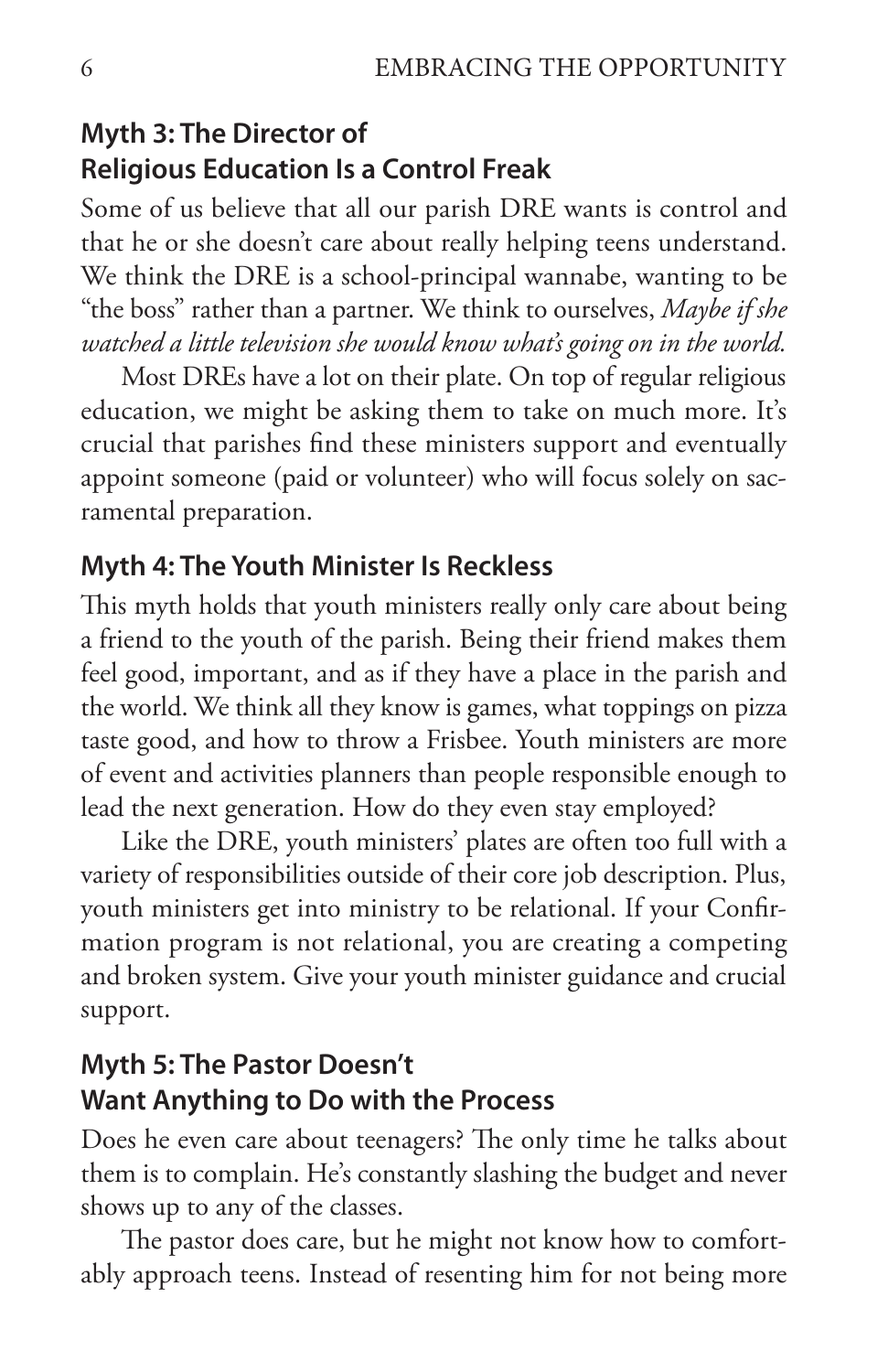## Myth 3: The Director of Religious Education Is a Control Freak

Some of us believe that all our parish DRE wants is control and that he or she doesn't care about really helping teens understand. We think the DRE is a school-principal wannabe, wanting to be "the boss" rather than a partner. We think to ourselves, *Maybe if she watched a little television she would know what's going on in the world.*

Most DREs have a lot on their plate. On top of regular religious education, we might be asking them to take on much more. It's crucial that parishes find these ministers support and eventually appoint someone (paid or volunteer) who will focus solely on sacramental preparation.

## Myth 4: The Youth Minister Is Reckless

This myth holds that youth ministers really only care about being a friend to the youth of the parish. Being their friend makes them feel good, important, and as if they have a place in the parish and the world. We think all they know is games, what toppings on pizza taste good, and how to throw a Frisbee. Youth ministers are more of event and activities planners than people responsible enough to lead the next generation. How do they even stay employed?

Like the DRE, youth ministers' plates are often too full with a variety of responsibilities outside of their core job description. Plus, youth ministers get into ministry to be relational. If your Confirmation program is not relational, you are creating a competing and broken system. Give your youth minister guidance and crucial support.

## Myth 5: The Pastor Doesn't Want Anything to Do with the Process

Does he even care about teenagers? The only time he talks about them is to complain. He's constantly slashing the budget and never shows up to any of the classes.

The pastor does care, but he might not know how to comfortably approach teens. Instead of resenting him for not being more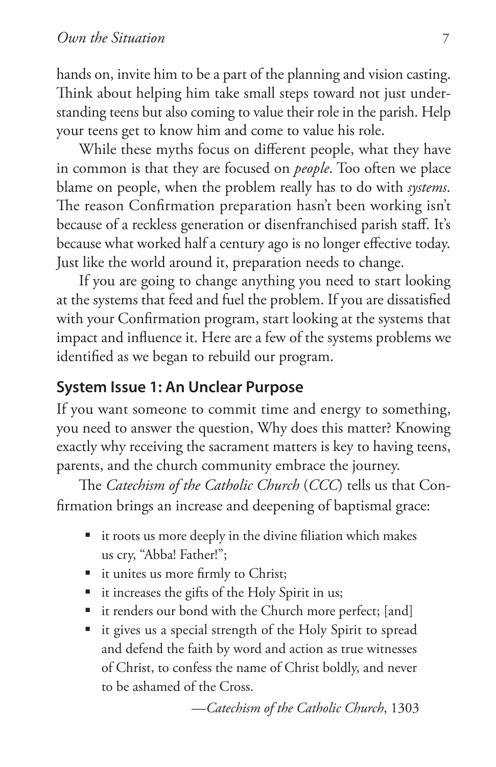hands on, invite him to be a part of the planning and vision casting. Think about helping him take small steps toward not just understanding teens but also coming to value their role in the parish. Help your teens get to know him and come to value his role.

While these myths focus on different people, what they have in common is that they are focused on *people*. Too often we place blame on people, when the problem really has to do with *systems*. The reason Confirmation preparation hasn't been working isn't because of a reckless generation or disenfranchised parish staff. It's because what worked half a century ago is no longer effective today. Just like the world around it, preparation needs to change.

If you are going to change anything you need to start looking at the systems that feed and fuel the problem. If you are dissatisfied with your Confirmation program, start looking at the systems that impact and influence it. Here are a few of the systems problems we identified as we began to rebuild our program.

## System Issue 1: An Unclear Purpose

If you want someone to commit time and energy to something, you need to answer the question, Why does this matter? Knowing exactly why receiving the sacrament matters is key to having teens, parents, and the church community embrace the journey.

The *Catechism of the Catholic Church* (*CCC*) tells us that Confirmation brings an increase and deepening of baptismal grace:

- it roots us more deeply in the divine filiation which makes us cry, "Abba! Father!";
- it unites us more firmly to Christ;
- it increases the gifts of the Holy Spirit in us;
- it renders our bond with the Church more perfect; [and]
- it gives us a special strength of the Holy Spirit to spread and defend the faith by word and action as true witnesses of Christ, to confess the name of Christ boldly, and never to be ashamed of the Cross.

—*Catechism of the Catholic Church*, 1303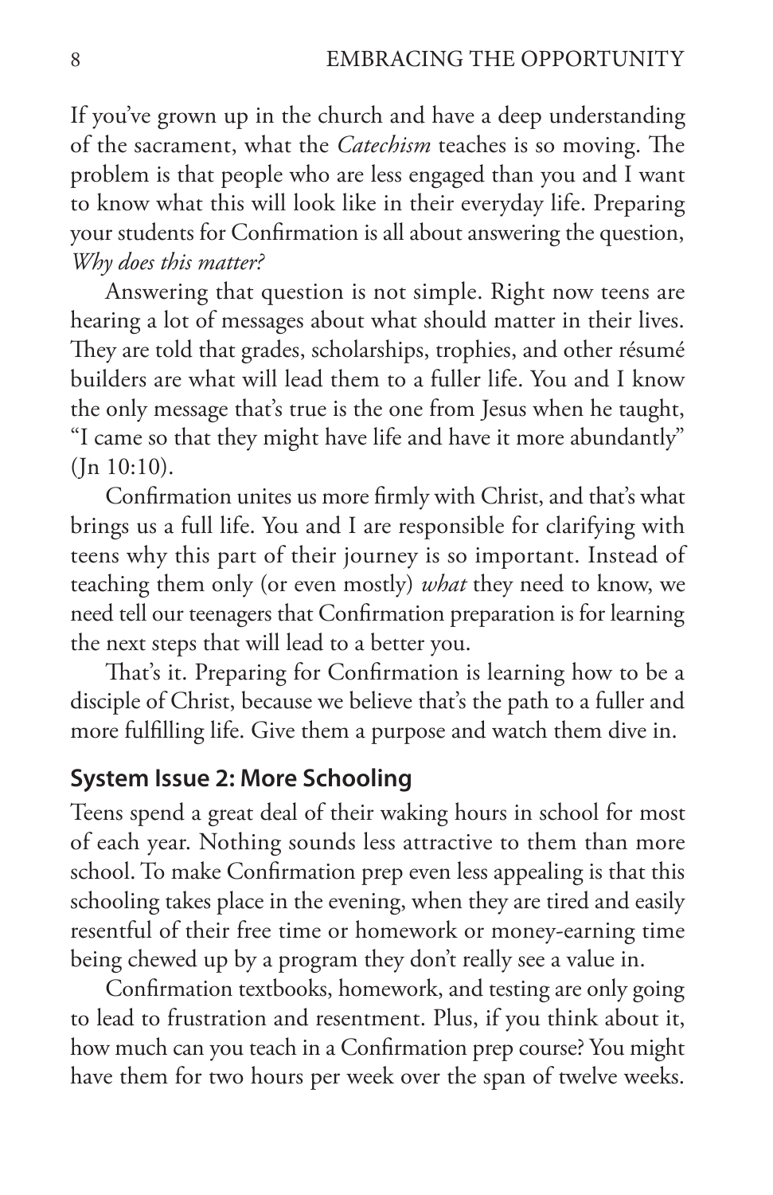If you've grown up in the church and have a deep understanding of the sacrament, what the *Catechism* teaches is so moving. The problem is that people who are less engaged than you and I want to know what this will look like in their everyday life. Preparing your students for Confirmation is all about answering the question, *Why does this matter?*

Answering that question is not simple. Right now teens are hearing a lot of messages about what should matter in their lives. They are told that grades, scholarships, trophies, and other résumé builders are what will lead them to a fuller life. You and I know the only message that's true is the one from Jesus when he taught, "I came so that they might have life and have it more abundantly" (Jn 10:10).

Confirmation unites us more firmly with Christ, and that's what brings us a full life. You and I are responsible for clarifying with teens why this part of their journey is so important. Instead of teaching them only (or even mostly) *what* they need to know, we need tell our teenagers that Confirmation preparation is for learning the next steps that will lead to a better you.

That's it. Preparing for Confirmation is learning how to be a disciple of Christ, because we believe that's the path to a fuller and more fulfilling life. Give them a purpose and watch them dive in.

## System Issue 2: More Schooling

Teens spend a great deal of their waking hours in school for most of each year. Nothing sounds less attractive to them than more school. To make Confirmation prep even less appealing is that this schooling takes place in the evening, when they are tired and easily resentful of their free time or homework or money-earning time being chewed up by a program they don't really see a value in.

Confirmation textbooks, homework, and testing are only going to lead to frustration and resentment. Plus, if you think about it, how much can you teach in a Confirmation prep course? You might have them for two hours per week over the span of twelve weeks.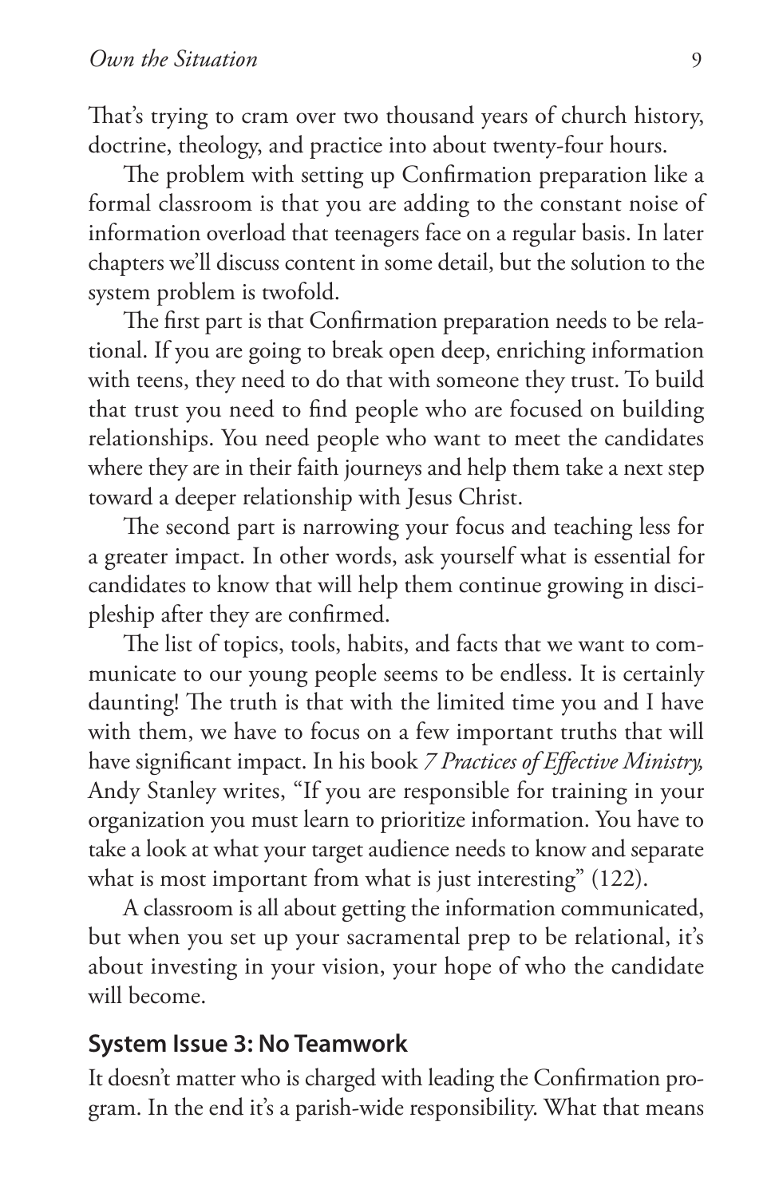That's trying to cram over two thousand years of church history, doctrine, theology, and practice into about twenty-four hours.

The problem with setting up Confirmation preparation like a formal classroom is that you are adding to the constant noise of information overload that teenagers face on a regular basis. In later chapters we'll discuss content in some detail, but the solution to the system problem is twofold.

The first part is that Confirmation preparation needs to be relational. If you are going to break open deep, enriching information with teens, they need to do that with someone they trust. To build that trust you need to find people who are focused on building relationships. You need people who want to meet the candidates where they are in their faith journeys and help them take a next step toward a deeper relationship with Jesus Christ.

The second part is narrowing your focus and teaching less for a greater impact. In other words, ask yourself what is essential for candidates to know that will help them continue growing in discipleship after they are confirmed.

The list of topics, tools, habits, and facts that we want to communicate to our young people seems to be endless. It is certainly daunting! The truth is that with the limited time you and I have with them, we have to focus on a few important truths that will have significant impact. In his book *7 Practices of Effective Ministry,* Andy Stanley writes, "If you are responsible for training in your organization you must learn to prioritize information. You have to take a look at what your target audience needs to know and separate what is most important from what is just interesting" (122).

A classroom is all about getting the information communicated, but when you set up your sacramental prep to be relational, it's about investing in your vision, your hope of who the candidate will become.

### System Issue 3: No Teamwork

It doesn't matter who is charged with leading the Confirmation program. In the end it's a parish-wide responsibility. What that means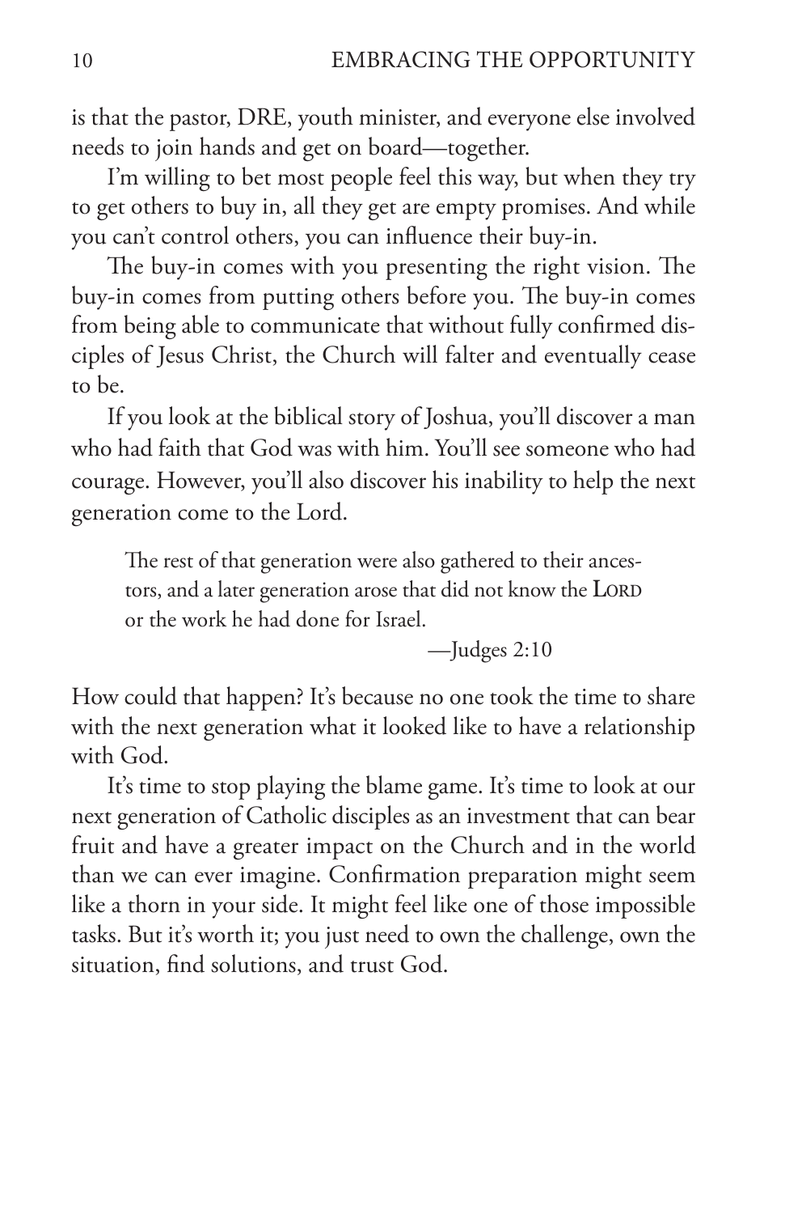is that the pastor, DRE, youth minister, and everyone else involved needs to join hands and get on board—together.

I'm willing to bet most people feel this way, but when they try to get others to buy in, all they get are empty promises. And while you can't control others, you can influence their buy-in.

The buy-in comes with you presenting the right vision. The buy-in comes from putting others before you. The buy-in comes from being able to communicate that without fully confirmed disciples of Jesus Christ, the Church will falter and eventually cease to be.

If you look at the biblical story of Joshua, you'll discover a man who had faith that God was with him. You'll see someone who had courage. However, you'll also discover his inability to help the next generation come to the Lord.

> The rest of that generation were also gathered to their ancestors, and a later generation arose that did not know the LORD or the work he had done for Israel.
>
> —Judges 2:10

How could that happen? It's because no one took the time to share with the next generation what it looked like to have a relationship with God.

It's time to stop playing the blame game. It's time to look at our next generation of Catholic disciples as an investment that can bear fruit and have a greater impact on the Church and in the world than we can ever imagine. Confirmation preparation might seem like a thorn in your side. It might feel like one of those impossible tasks. But it's worth it; you just need to own the challenge, own the situation, find solutions, and trust God.